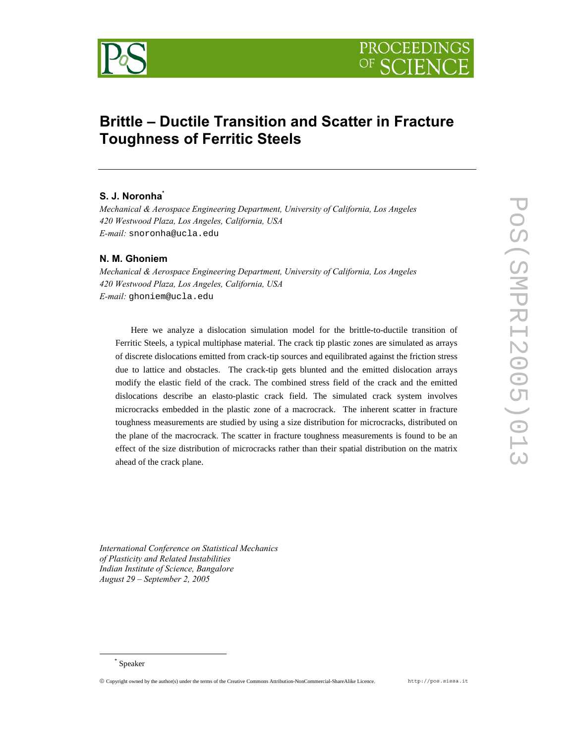# Brittle – Ductile Transition and Scatter in Fracture Toughness of Ferritic Steels

**S. J. Noronha***

*Mechanical & Aerospace Engineering Department, University of California, Los Angeles*
*420 Westwood Plaza, Los Angeles, California, USA*
*E-mail:* snoronha@ucla.edu

**N. M. Ghoniem**

*Mechanical & Aerospace Engineering Department, University of California, Los Angeles*
*420 Westwood Plaza, Los Angeles, California, USA*
*E-mail:* ghoniem@ucla.edu

Here we analyze a dislocation simulation model for the brittle-to-ductile transition of Ferritic Steels, a typical multiphase material. The crack tip plastic zones are simulated as arrays of discrete dislocations emitted from crack-tip sources and equilibrated against the friction stress due to lattice and obstacles. The crack-tip gets blunted and the emitted dislocation arrays modify the elastic field of the crack. The combined stress field of the crack and the emitted dislocations describe an elasto-plastic crack field. The simulated crack system involves microcracks embedded in the plastic zone of a macrocrack. The inherent scatter in fracture toughness measurements are studied by using a size distribution for microcracks, distributed on the plane of the macrocrack. The scatter in fracture toughness measurements is found to be an effect of the size distribution of microcracks rather than their spatial distribution on the matrix ahead of the crack plane.

*International Conference on Statistical Mechanics of Plasticity and Related Instabilities*
*Indian Institute of Science, Bangalore*
*August 29 – September 2, 2005*

* Speaker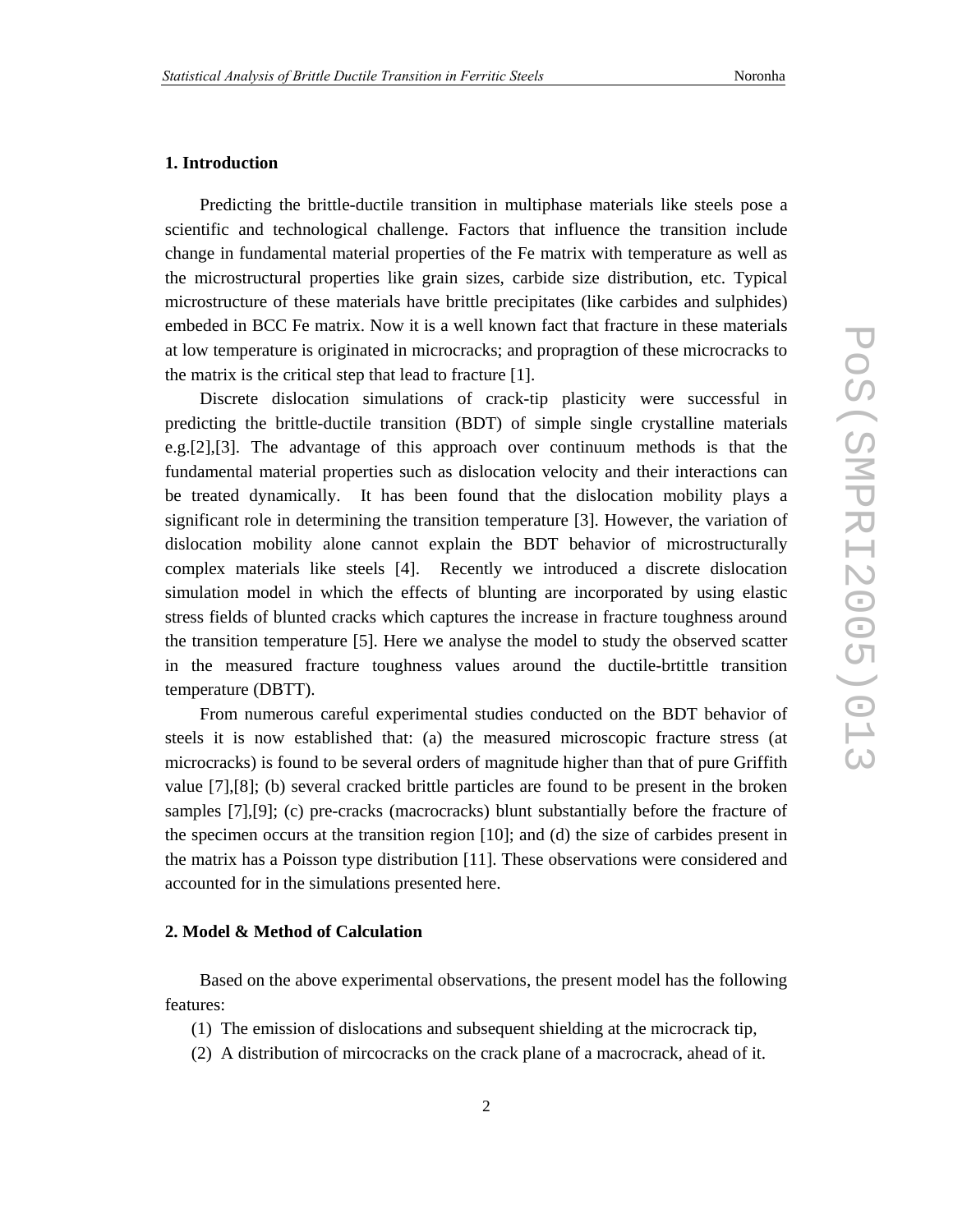## 1. Introduction

Predicting the brittle-ductile transition in multiphase materials like steels pose a scientific and technological challenge. Factors that influence the transition include change in fundamental material properties of the Fe matrix with temperature as well as the microstructural properties like grain sizes, carbide size distribution, etc. Typical microstructure of these materials have brittle precipitates (like carbides and sulphides) embeded in BCC Fe matrix. Now it is a well known fact that fracture in these materials at low temperature is originated in microcracks; and propragtion of these microcracks to the matrix is the critical step that lead to fracture [1].

Discrete dislocation simulations of crack-tip plasticity were successful in predicting the brittle-ductile transition (BDT) of simple single crystalline materials e.g.[2],[3]. The advantage of this approach over continuum methods is that the fundamental material properties such as dislocation velocity and their interactions can be treated dynamically. It has been found that the dislocation mobility plays a significant role in determining the transition temperature [3]. However, the variation of dislocation mobility alone cannot explain the BDT behavior of microstructurally complex materials like steels [4]. Recently we introduced a discrete dislocation simulation model in which the effects of blunting are incorporated by using elastic stress fields of blunted cracks which captures the increase in fracture toughness around the transition temperature [5]. Here we analyse the model to study the observed scatter in the measured fracture toughness values around the ductile-brtittle transition temperature (DBTT).

From numerous careful experimental studies conducted on the BDT behavior of steels it is now established that: (a) the measured microscopic fracture stress (at microcracks) is found to be several orders of magnitude higher than that of pure Griffith value [7],[8]; (b) several cracked brittle particles are found to be present in the broken samples [7],[9]; (c) pre-cracks (macrocracks) blunt substantially before the fracture of the specimen occurs at the transition region [10]; and (d) the size of carbides present in the matrix has a Poisson type distribution [11]. These observations were considered and accounted for in the simulations presented here.

## 2. Model & Method of Calculation

Based on the above experimental observations, the present model has the following features:

(1) The emission of dislocations and subsequent shielding at the microcrack tip,

(2) A distribution of mircocracks on the crack plane of a macrocrack, ahead of it.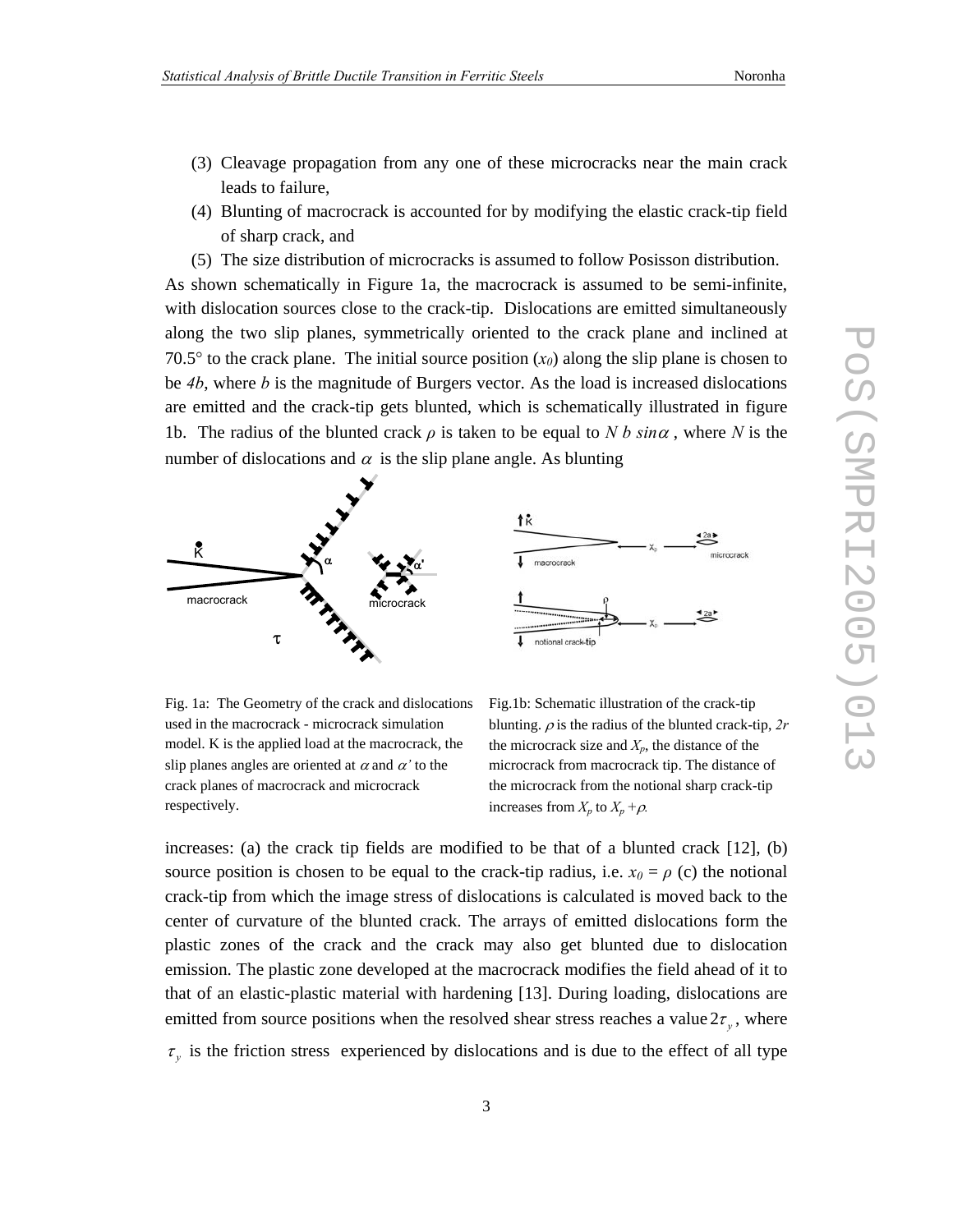(3) Cleavage propagation from any one of these microcracks near the main crack leads to failure,

(4) Blunting of macrocrack is accounted for by modifying the elastic crack-tip field of sharp crack, and

(5) The size distribution of microcracks is assumed to follow Posisson distribution.

As shown schematically in Figure 1a, the macrocrack is assumed to be semi-infinite, with dislocation sources close to the crack-tip. Dislocations are emitted simultaneously along the two slip planes, symmetrically oriented to the crack plane and inclined at 70.5° to the crack plane. The initial source position ($x_0$) along the slip plane is chosen to be $4b$, where $b$ is the magnitude of Burgers vector. As the load is increased dislocations are emitted and the crack-tip gets blunted, which is schematically illustrated in figure 1b. The radius of the blunted crack $\rho$ is taken to be equal to $N\ b\ sin\alpha$ , where $N$ is the number of dislocations and $\alpha$ is the slip plane angle. As blunting

Fig. 1a: The Geometry of the crack and dislocations used in the macrocrack - microcrack simulation model. K is the applied load at the macrocrack, the slip planes angles are oriented at $\alpha$ and $\alpha'$ to the crack planes of macrocrack and microcrack respectively.

Fig.1b: Schematic illustration of the crack-tip blunting. $\rho$ is the radius of the blunted crack-tip, $2r$ the microcrack size and $X_p$, the distance of the microcrack from macrocrack tip. The distance of the microcrack from the notional sharp crack-tip increases from $X_p$ to $X_p + \rho$.

increases: (a) the crack tip fields are modified to be that of a blunted crack [12], (b) source position is chosen to be equal to the crack-tip radius, i.e. $x_0 = \rho$ (c) the notional crack-tip from which the image stress of dislocations is calculated is moved back to the center of curvature of the blunted crack. The arrays of emitted dislocations form the plastic zones of the crack and the crack may also get blunted due to dislocation emission. The plastic zone developed at the macrocrack modifies the field ahead of it to that of an elastic-plastic material with hardening [13]. During loading, dislocations are emitted from source positions when the resolved shear stress reaches a value $2\tau_y$, where $\tau_y$ is the friction stress experienced by dislocations and is due to the effect of all type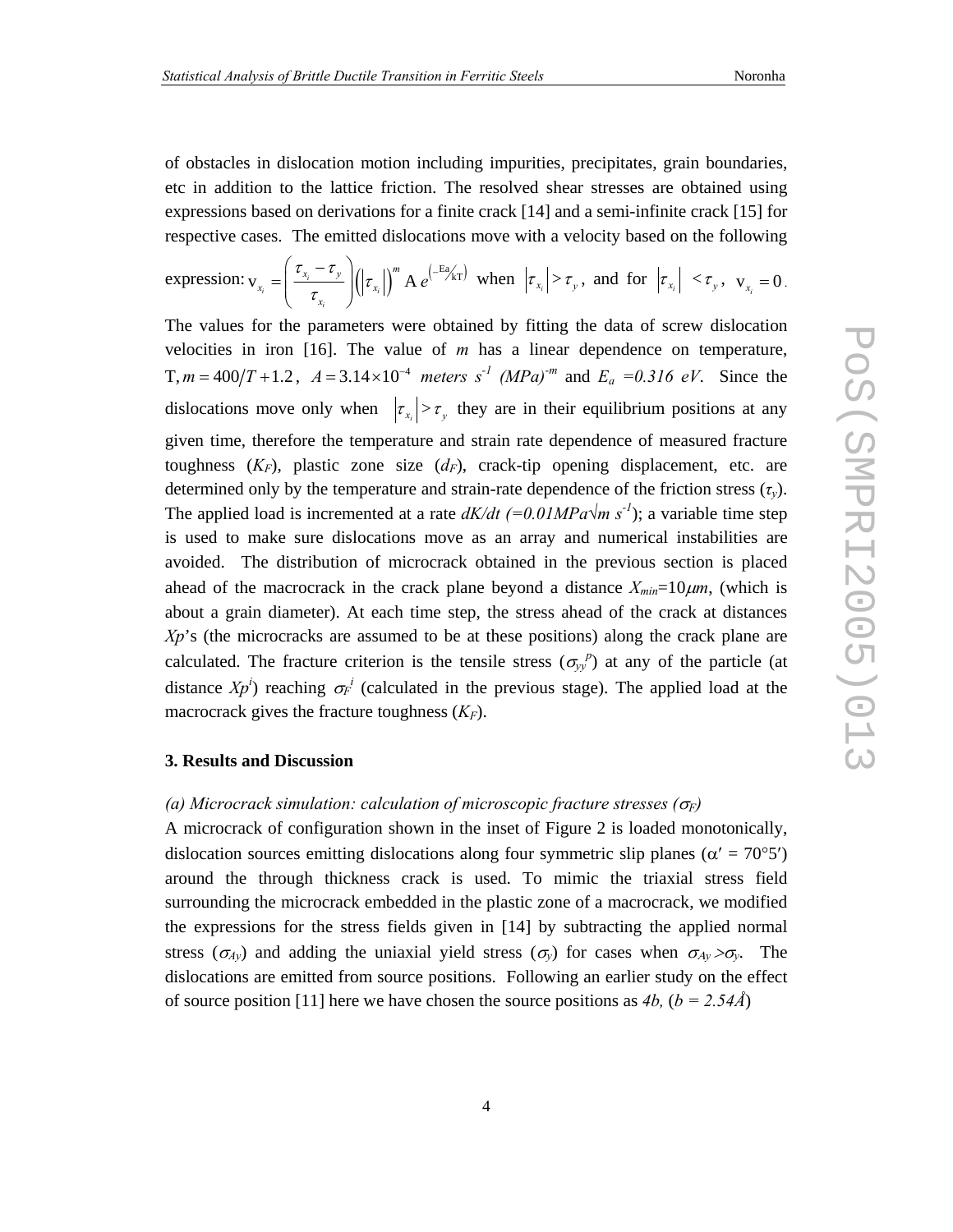of obstacles in dislocation motion including impurities, precipitates, grain boundaries, etc in addition to the lattice friction. The resolved shear stresses are obtained using expressions based on derivations for a finite crack [14] and a semi-infinite crack [15] for respective cases. The emitted dislocations move with a velocity based on the following expression: $\mathrm{v}_{x_i} = \left(\dfrac{\tau_{x_i} - \tau_y}{\tau_{x_i}}\right)\left(\left|\tau_{x_i}\right|\right)^m \mathrm{A}\, e^{\left(-\mathrm{Ea}/\mathrm{kT}\right)}$ when $\left|\tau_{x_i}\right| > \tau_y$, and for $\left|\tau_{x_i}\right| < \tau_y$, $\mathrm{v}_{x_i} = 0$.

The values for the parameters were obtained by fitting the data of screw dislocation velocities in iron [16]. The value of $m$ has a linear dependence on temperature, T, $m = 400/T + 1.2$, $A = 3.14 \times 10^{-4}$ *meters* $s^{-1}$ $(MPa)^{-m}$ and $E_a = 0.316\ eV$. Since the dislocations move only when $\left|\tau_{x_i}\right| > \tau_y$ they are in their equilibrium positions at any given time, therefore the temperature and strain rate dependence of measured fracture toughness ($K_F$), plastic zone size ($d_F$), crack-tip opening displacement, etc. are determined only by the temperature and strain-rate dependence of the friction stress ($\tau_y$). The applied load is incremented at a rate $dK/dt$ $(=0.01MPa\sqrt{m}\ s^{-1})$; a variable time step is used to make sure dislocations move as an array and numerical instabilities are avoided. The distribution of microcrack obtained in the previous section is placed ahead of the macrocrack in the crack plane beyond a distance $X_{min}$=10$\mu m$, (which is about a grain diameter). At each time step, the stress ahead of the crack at distances $Xp$'s (the microcracks are assumed to be at these positions) along the crack plane are calculated. The fracture criterion is the tensile stress ($\sigma_{yy}^{p}$) at any of the particle (at distance $Xp^i$) reaching $\sigma_F^i$ (calculated in the previous stage). The applied load at the macrocrack gives the fracture toughness ($K_F$).

## 3. Results and Discussion

*(a) Microcrack simulation: calculation of microscopic fracture stresses ($\sigma_F$)*

A microcrack of configuration shown in the inset of Figure 2 is loaded monotonically, dislocation sources emitting dislocations along four symmetric slip planes ($\alpha' = 70°5'$) around the through thickness crack is used. To mimic the triaxial stress field surrounding the microcrack embedded in the plastic zone of a macrocrack, we modified the expressions for the stress fields given in [14] by subtracting the applied normal stress ($\sigma_{Ay}$) and adding the uniaxial yield stress ($\sigma_y$) for cases when $\sigma_{Ay} > \sigma_y$. The dislocations are emitted from source positions. Following an earlier study on the effect of source position [11] here we have chosen the source positions as $4b$, ($b = 2.54Å$)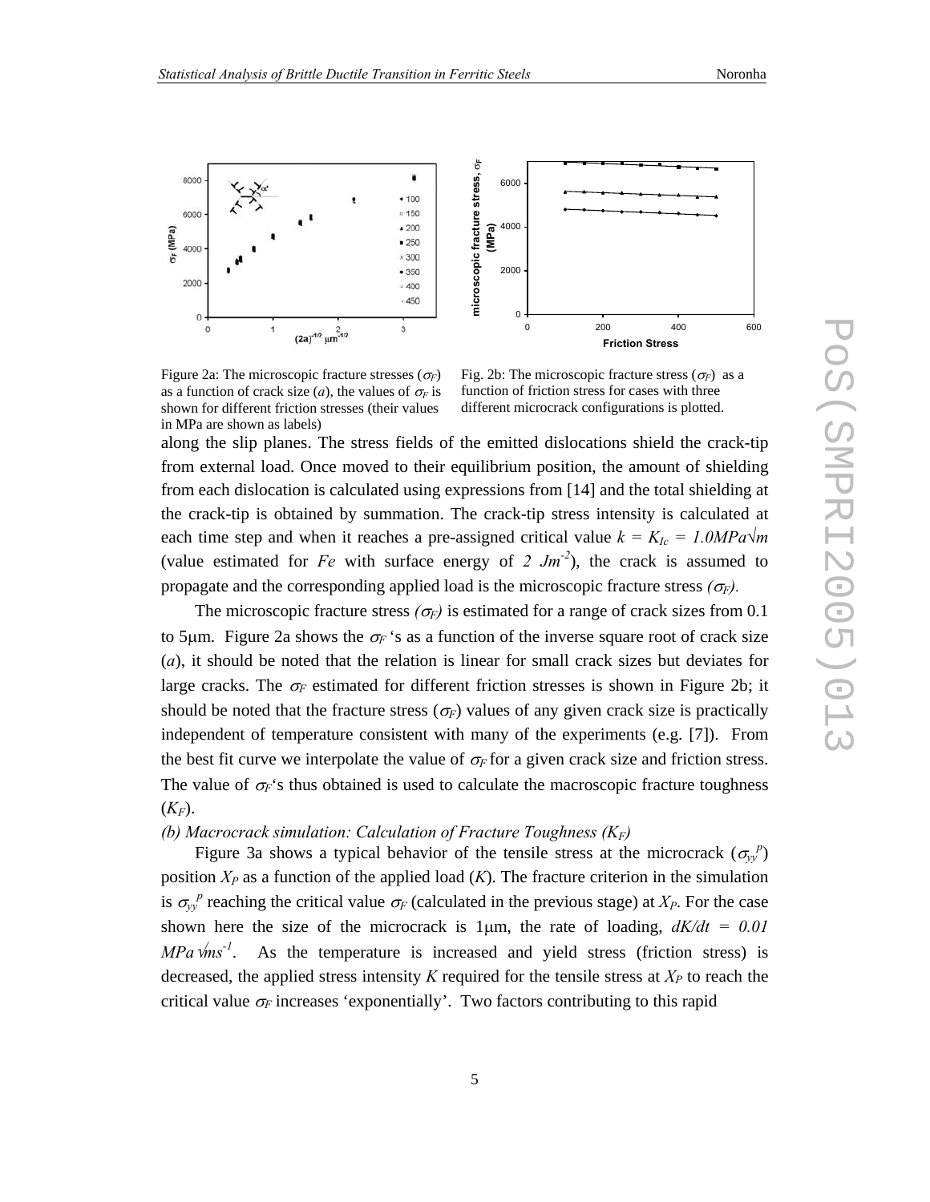Figure 2a: The microscopic fracture stresses ($\sigma_F$) as a function of crack size ($a$), the values of $\sigma_F$ is shown for different friction stresses (their values in MPa are shown as labels)

Fig. 2b: The microscopic fracture stress ($\sigma_F$) as a function of friction stress for cases with three different microcrack configurations is plotted.

along the slip planes. The stress fields of the emitted dislocations shield the crack-tip from external load. Once moved to their equilibrium position, the amount of shielding from each dislocation is calculated using expressions from [14] and the total shielding at the crack-tip is obtained by summation. The crack-tip stress intensity is calculated at each time step and when it reaches a pre-assigned critical value $k = K_{Ic} = 1.0 MPa\sqrt{m}$ (value estimated for *Fe* with surface energy of $2\ Jm^{-2}$), the crack is assumed to propagate and the corresponding applied load is the microscopic fracture stress *($\sigma_F$)*.

The microscopic fracture stress *($\sigma_F$)* is estimated for a range of crack sizes from 0.1 to 5μm. Figure 2a shows the $\sigma_F$ 's as a function of the inverse square root of crack size ($a$), it should be noted that the relation is linear for small crack sizes but deviates for large cracks. The $\sigma_F$ estimated for different friction stresses is shown in Figure 2b; it should be noted that the fracture stress ($\sigma_F$) values of any given crack size is practically independent of temperature consistent with many of the experiments (e.g. [7]). From the best fit curve we interpolate the value of $\sigma_F$ for a given crack size and friction stress. The value of $\sigma_F$'s thus obtained is used to calculate the macroscopic fracture toughness ($K_F$).

*(b) Macrocrack simulation: Calculation of Fracture Toughness ($K_F$)*

Figure 3a shows a typical behavior of the tensile stress at the microcrack ($\sigma_{yy}^{p}$) position $X_P$ as a function of the applied load ($K$). The fracture criterion in the simulation is $\sigma_{yy}^{p}$ reaching the critical value $\sigma_F$ (calculated in the previous stage) at $X_P$. For the case shown here the size of the microcrack is 1μm, the rate of loading, $dK/dt = 0.01\ MPa\sqrt{m}s^{-1}$. As the temperature is increased and yield stress (friction stress) is decreased, the applied stress intensity $K$ required for the tensile stress at $X_P$ to reach the critical value $\sigma_F$ increases 'exponentially'. Two factors contributing to this rapid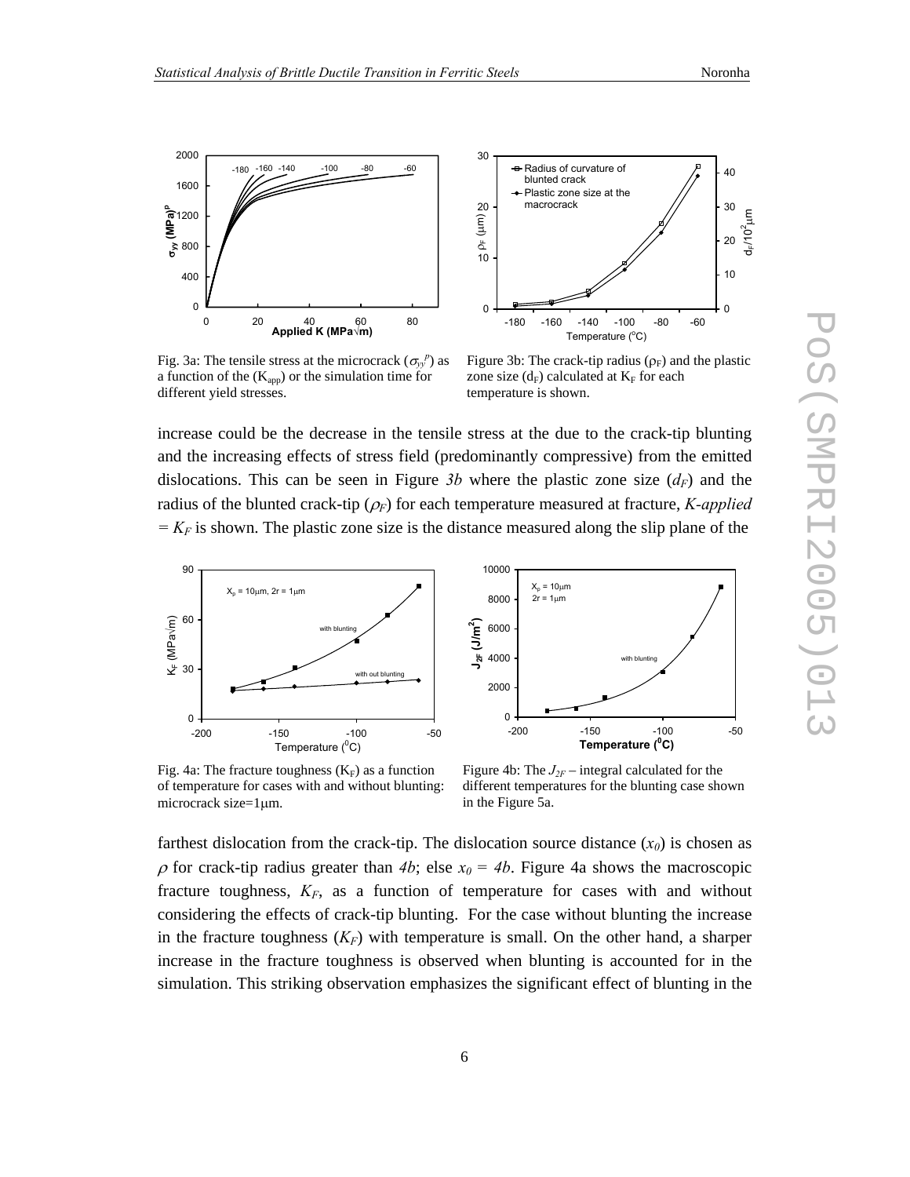Fig. 3a: The tensile stress at the microcrack ($\sigma_{yy}^{p}$) as a function of the ($K_{app}$) or the simulation time for different yield stresses.

Figure 3b: The crack-tip radius ($\rho_F$) and the plastic zone size ($d_F$) calculated at $K_F$ for each temperature is shown.

increase could be the decrease in the tensile stress at the due to the crack-tip blunting and the increasing effects of stress field (predominantly compressive) from the emitted dislocations. This can be seen in Figure *3b* where the plastic zone size ($d_F$) and the radius of the blunted crack-tip ($\rho_F$) for each temperature measured at fracture, *K-applied* $= K_F$ is shown. The plastic zone size is the distance measured along the slip plane of the farthest dislocation from the crack-tip. The dislocation source distance ($x_0$) is chosen as $\rho$ for crack-tip radius greater than *4b*; else $x_0 = 4b$. Figure 4a shows the macroscopic fracture toughness, $K_F$, as a function of temperature for cases with and without considering the effects of crack-tip blunting. For the case without blunting the increase in the fracture toughness ($K_F$) with temperature is small. On the other hand, a sharper increase in the fracture toughness is observed when blunting is accounted for in the simulation. This striking observation emphasizes the significant effect of blunting in the

Fig. 4a: The fracture toughness ($K_F$) as a function of temperature for cases with and without blunting: microcrack size=1μm.

Figure 4b: The $J_{2F}$ – integral calculated for the different temperatures for the blunting case shown in the Figure 5a.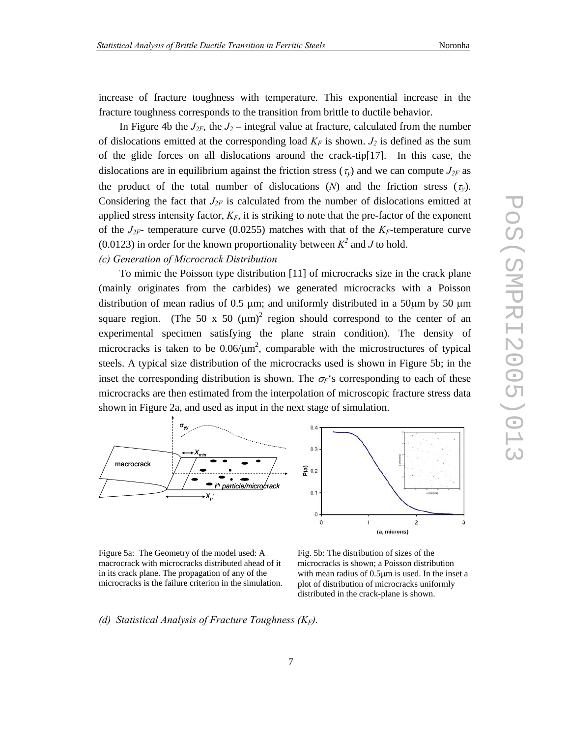increase of fracture toughness with temperature. This exponential increase in the fracture toughness corresponds to the transition from brittle to ductile behavior.

In Figure 4b the $J_{2F}$, the $J_2$ – integral value at fracture, calculated from the number of dislocations emitted at the corresponding load $K_F$ is shown. $J_2$ is defined as the sum of the glide forces on all dislocations around the crack-tip[17]. In this case, the dislocations are in equilibrium against the friction stress ($\tau_y$) and we can compute $J_{2F}$ as the product of the total number of dislocations ($N$) and the friction stress ($\tau_y$). Considering the fact that $J_{2F}$ is calculated from the number of dislocations emitted at applied stress intensity factor, $K_F$, it is striking to note that the pre-factor of the exponent of the $J_{2F}$- temperature curve (0.0255) matches with that of the $K_F$-temperature curve (0.0123) in order for the known proportionality between $K^2$ and $J$ to hold.

*(c) Generation of Microcrack Distribution*

To mimic the Poisson type distribution [11] of microcracks size in the crack plane (mainly originates from the carbides) we generated microcracks with a Poisson distribution of mean radius of 0.5 μm; and uniformly distributed in a 50μm by 50 μm square region. (The 50 x 50 $(\mu m)^2$ region should correspond to the center of an experimental specimen satisfying the plane strain condition). The density of microcracks is taken to be $0.06/\mu m^2$, comparable with the microstructures of typical steels. A typical size distribution of the microcracks used is shown in Figure 5b; in the inset the corresponding distribution is shown. The $\sigma_F$'s corresponding to each of these microcracks are then estimated from the interpolation of microscopic fracture stress data shown in Figure 2a, and used as input in the next stage of simulation.

Figure 5a: The Geometry of the model used: A macrocrack with microcracks distributed ahead of it in its crack plane. The propagation of any of the microcracks is the failure criterion in the simulation.

Fig. 5b: The distribution of sizes of the microcracks is shown; a Poisson distribution with mean radius of 0.5μm is used. In the inset a plot of distribution of microcracks uniformly distributed in the crack-plane is shown.

*(d) Statistical Analysis of Fracture Toughness ($K_F$).*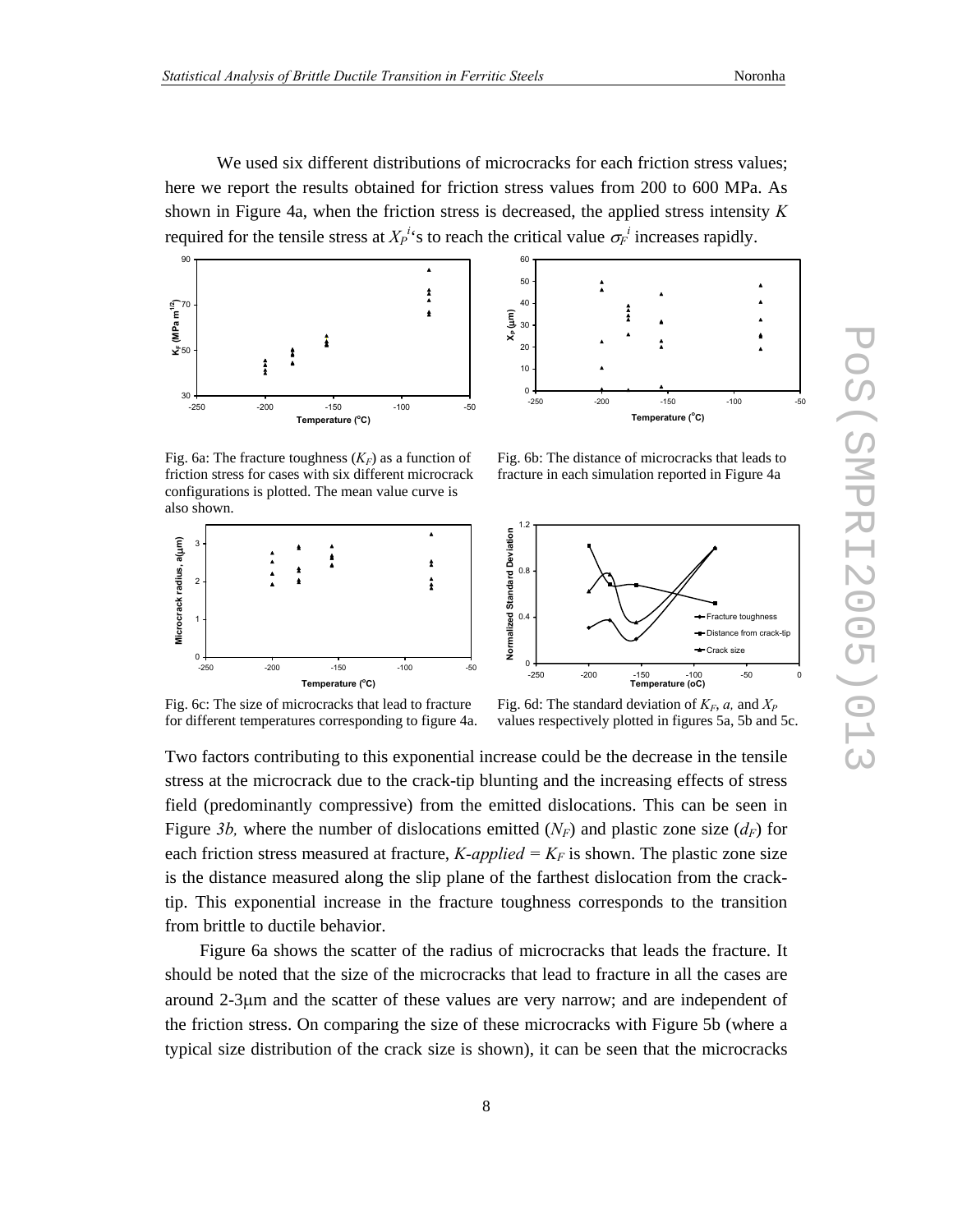We used six different distributions of microcracks for each friction stress values; here we report the results obtained for friction stress values from 200 to 600 MPa. As shown in Figure 4a, when the friction stress is decreased, the applied stress intensity $K$ required for the tensile stress at $X_P^i$'s to reach the critical value $\sigma_F^i$ increases rapidly.

Fig. 6a: The fracture toughness ($K_F$) as a function of friction stress for cases with six different microcrack configurations is plotted. The mean value curve is also shown.

Fig. 6b: The distance of microcracks that leads to fracture in each simulation reported in Figure 4a

Fig. 6c: The size of microcracks that lead to fracture for different temperatures corresponding to figure 4a.

Fig. 6d: The standard deviation of $K_F$, $a$, and $X_P$ values respectively plotted in figures 5a, 5b and 5c.

Two factors contributing to this exponential increase could be the decrease in the tensile stress at the microcrack due to the crack-tip blunting and the increasing effects of stress field (predominantly compressive) from the emitted dislocations. This can be seen in Figure *3b,* where the number of dislocations emitted ($N_F$) and plastic zone size ($d_F$) for each friction stress measured at fracture, *K-applied* = $K_F$ is shown. The plastic zone size is the distance measured along the slip plane of the farthest dislocation from the crack-tip. This exponential increase in the fracture toughness corresponds to the transition from brittle to ductile behavior.

Figure 6a shows the scatter of the radius of microcracks that leads the fracture. It should be noted that the size of the microcracks that lead to fracture in all the cases are around 2-3μm and the scatter of these values are very narrow; and are independent of the friction stress. On comparing the size of these microcracks with Figure 5b (where a typical size distribution of the crack size is shown), it can be seen that the microcracks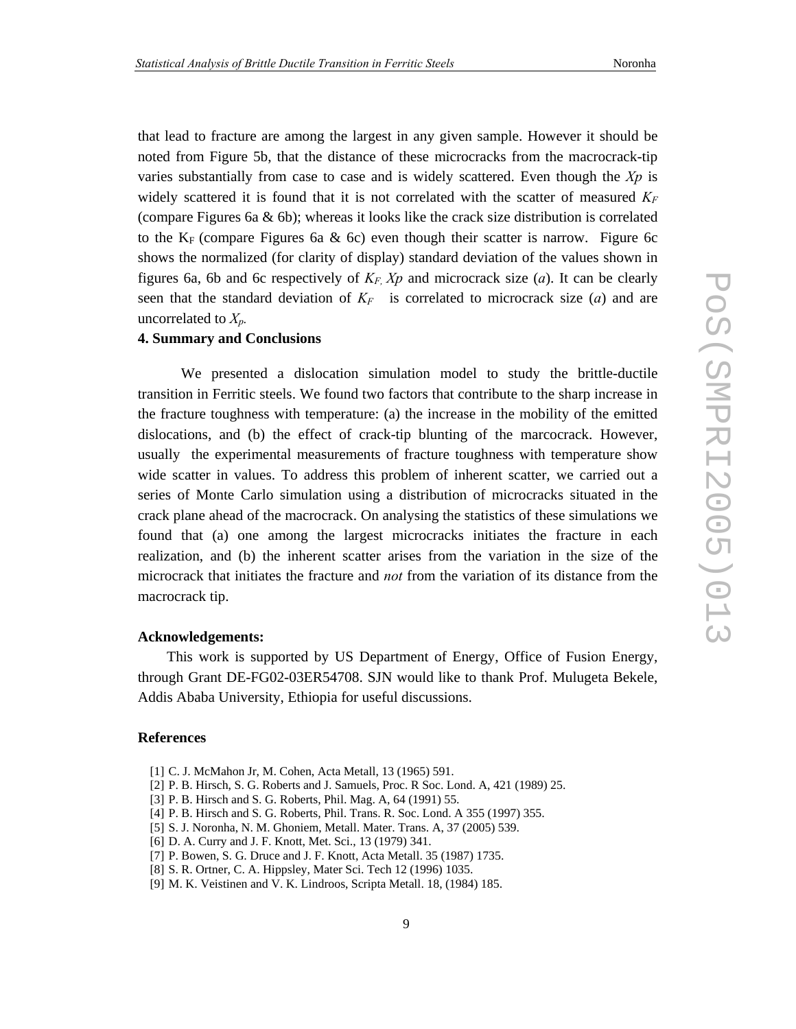that lead to fracture are among the largest in any given sample. However it should be noted from Figure 5b, that the distance of these microcracks from the macrocrack-tip varies substantially from case to case and is widely scattered. Even though the *Xp* is widely scattered it is found that it is not correlated with the scatter of measured $K_F$ (compare Figures 6a & 6b); whereas it looks like the crack size distribution is correlated to the $K_F$ (compare Figures 6a & 6c) even though their scatter is narrow. Figure 6c shows the normalized (for clarity of display) standard deviation of the values shown in figures 6a, 6b and 6c respectively of $K_F$, *Xp* and microcrack size (*a*). It can be clearly seen that the standard deviation of $K_F$ is correlated to microcrack size (*a*) and are uncorrelated to $X_p$.

## 4. Summary and Conclusions

We presented a dislocation simulation model to study the brittle-ductile transition in Ferritic steels. We found two factors that contribute to the sharp increase in the fracture toughness with temperature: (a) the increase in the mobility of the emitted dislocations, and (b) the effect of crack-tip blunting of the marcocrack. However, usually the experimental measurements of fracture toughness with temperature show wide scatter in values. To address this problem of inherent scatter, we carried out a series of Monte Carlo simulation using a distribution of microcracks situated in the crack plane ahead of the macrocrack. On analysing the statistics of these simulations we found that (a) one among the largest microcracks initiates the fracture in each realization, and (b) the inherent scatter arises from the variation in the size of the microcrack that initiates the fracture and *not* from the variation of its distance from the macrocrack tip.

**Acknowledgements:**

This work is supported by US Department of Energy, Office of Fusion Energy, through Grant DE-FG02-03ER54708. SJN would like to thank Prof. Mulugeta Bekele, Addis Ababa University, Ethiopia for useful discussions.

## References

[1] C. J. McMahon Jr, M. Cohen, Acta Metall, 13 (1965) 591.
[2] P. B. Hirsch, S. G. Roberts and J. Samuels, Proc. R Soc. Lond. A, 421 (1989) 25.
[3] P. B. Hirsch and S. G. Roberts, Phil. Mag. A, 64 (1991) 55.
[4] P. B. Hirsch and S. G. Roberts, Phil. Trans. R. Soc. Lond. A 355 (1997) 355.
[5] S. J. Noronha, N. M. Ghoniem, Metall. Mater. Trans. A, 37 (2005) 539.
[6] D. A. Curry and J. F. Knott, Met. Sci., 13 (1979) 341.
[7] P. Bowen, S. G. Druce and J. F. Knott, Acta Metall. 35 (1987) 1735.
[8] S. R. Ortner, C. A. Hippsley, Mater Sci. Tech 12 (1996) 1035.
[9] M. K. Veistinen and V. K. Lindroos, Scripta Metall. 18, (1984) 185.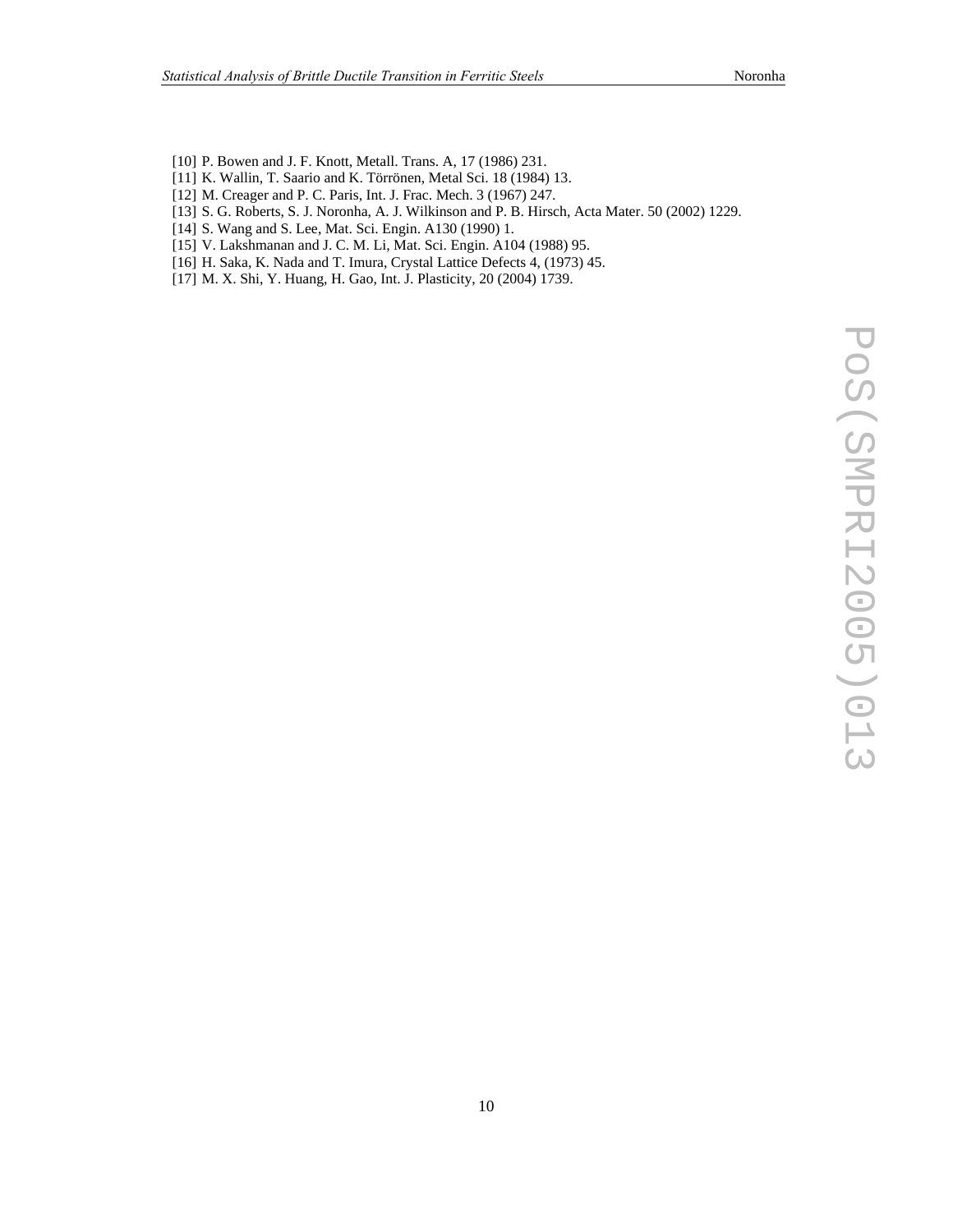[10] P. Bowen and J. F. Knott, Metall. Trans. A, 17 (1986) 231.
[11] K. Wallin, T. Saario and K. Törrönen, Metal Sci. 18 (1984) 13.
[12] M. Creager and P. C. Paris, Int. J. Frac. Mech. 3 (1967) 247.
[13] S. G. Roberts, S. J. Noronha, A. J. Wilkinson and P. B. Hirsch, Acta Mater. 50 (2002) 1229.
[14] S. Wang and S. Lee, Mat. Sci. Engin. A130 (1990) 1.
[15] V. Lakshmanan and J. C. M. Li, Mat. Sci. Engin. A104 (1988) 95.
[16] H. Saka, K. Nada and T. Imura, Crystal Lattice Defects 4, (1973) 45.
[17] M. X. Shi, Y. Huang, H. Gao, Int. J. Plasticity, 20 (2004) 1739.